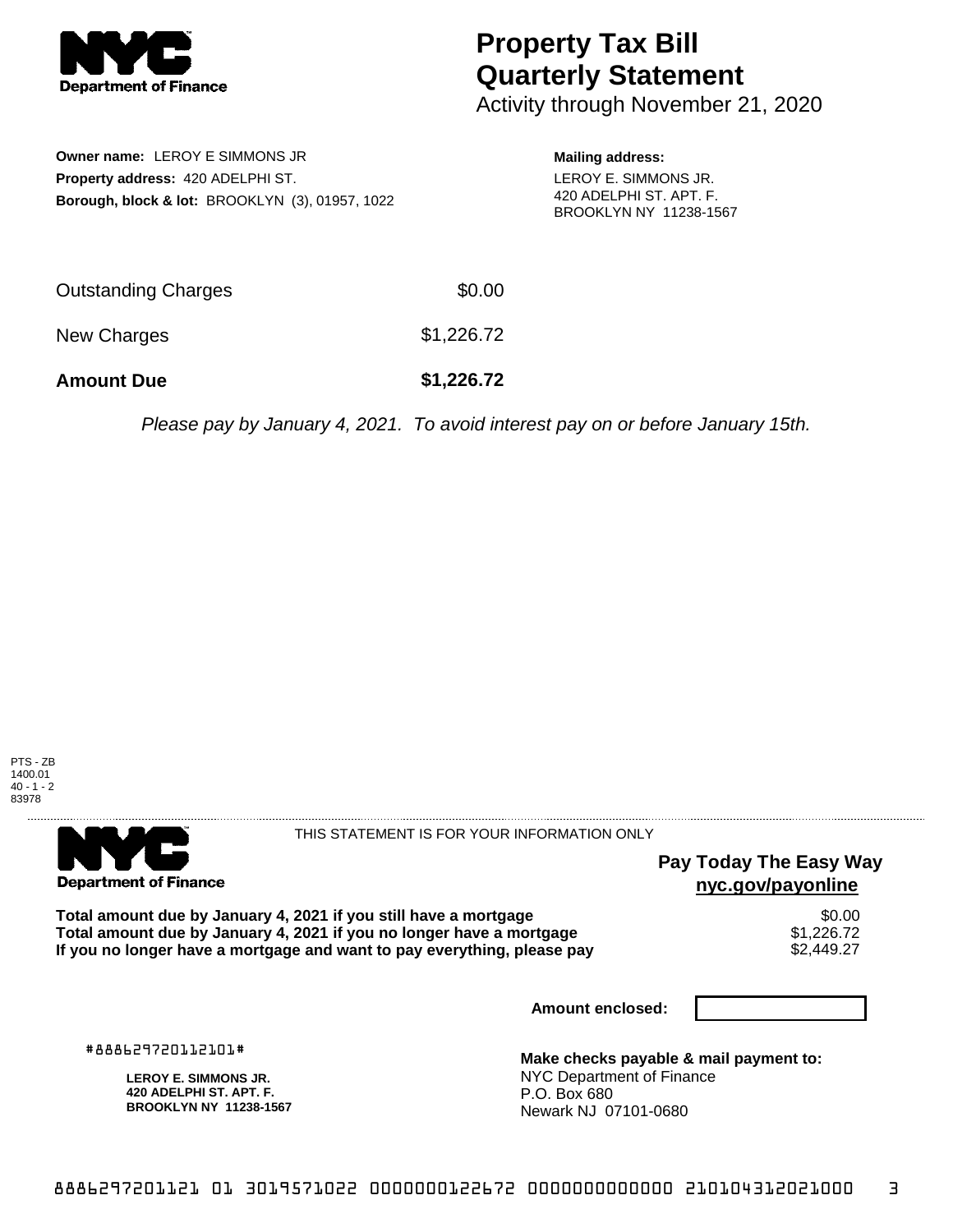**NYC Department of Finance**

# Property Tax Bill Quarterly Statement

Activity through November 21, 2020

**Owner name:** LEROY E SIMMONS JR
**Property address:** 420 ADELPHI ST.
**Borough, block & lot:** BROOKLYN (3), 01957, 1022

**Mailing address:**
LEROY E. SIMMONS JR.
420 ADELPHI ST. APT. F.
BROOKLYN NY 11238-1567

| | |
|---|---|
| Outstanding Charges | $0.00 |
| New Charges | $1,226.72 |
| **Amount Due** | **$1,226.72** |

*Please pay by January 4, 2021. To avoid interest pay on or before January 15th.*

PTS - ZB
1400.01
40 - 1 - 2
83978

---

**NYC Department of Finance**

THIS STATEMENT IS FOR YOUR INFORMATION ONLY

**Pay Today The Easy Way**
**nyc.gov/payonline**

| | |
|---|---|
| **Total amount due by January 4, 2021 if you still have a mortgage** | $0.00 |
| **Total amount due by January 4, 2021 if you no longer have a mortgage** | $1,226.72 |
| **If you no longer have a mortgage and want to pay everything, please pay** | $2,449.27 |

**Amount enclosed:**

#888629720112101#

**LEROY E. SIMMONS JR.**
**420 ADELPHI ST. APT. F.**
**BROOKLYN NY 11238-1567**

**Make checks payable & mail payment to:**
NYC Department of Finance
P.O. Box 680
Newark NJ 07101-0680

8886297201121 01 3019571022 0000000122672 0000000000000 210104312021000 3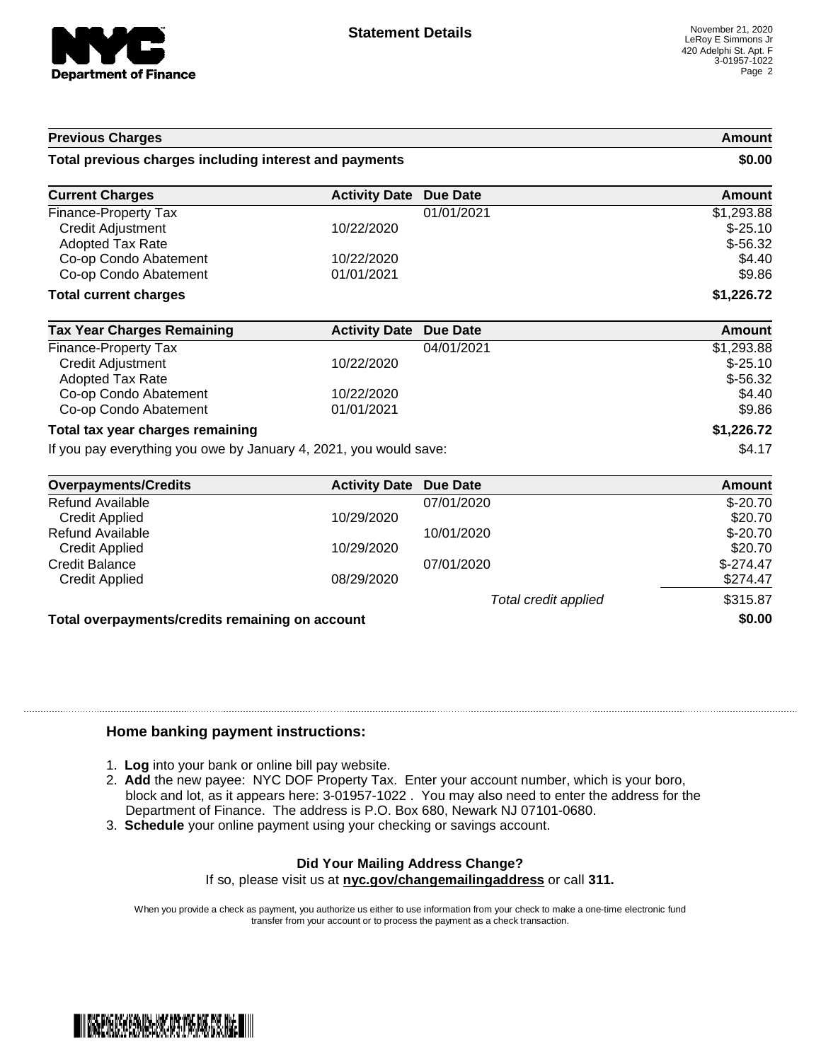## Statement Details

November 21, 2020
LeRoy E Simmons Jr
420 Adelphi St. Apt. F
3-01957-1022

| Previous Charges | | | Amount |
|---|---|---|---|
| **Total previous charges including interest and payments** | | | **$0.00** |

| Current Charges | Activity Date | Due Date | Amount |
|---|---|---|---|
| Finance-Property Tax | | 01/01/2021 | $1,293.88 |
| Credit Adjustment | 10/22/2020 | | $-25.10 |
| Adopted Tax Rate | | | $-56.32 |
| Co-op Condo Abatement | 10/22/2020 | | $4.40 |
| Co-op Condo Abatement | 01/01/2021 | | $9.86 |
| **Total current charges** | | | **$1,226.72** |

| Tax Year Charges Remaining | Activity Date | Due Date | Amount |
|---|---|---|---|
| Finance-Property Tax | | 04/01/2021 | $1,293.88 |
| Credit Adjustment | 10/22/2020 | | $-25.10 |
| Adopted Tax Rate | | | $-56.32 |
| Co-op Condo Abatement | 10/22/2020 | | $4.40 |
| Co-op Condo Abatement | 01/01/2021 | | $9.86 |
| **Total tax year charges remaining** | | | **$1,226.72** |
| If you pay everything you owe by January 4, 2021, you would save: | | | $4.17 |

| Overpayments/Credits | Activity Date | Due Date | Amount |
|---|---|---|---|
| Refund Available | | 07/01/2020 | $-20.70 |
| Credit Applied | 10/29/2020 | | $20.70 |
| Refund Available | | 10/01/2020 | $-20.70 |
| Credit Applied | 10/29/2020 | | $20.70 |
| Credit Balance | | 07/01/2020 | $-274.47 |
| Credit Applied | 08/29/2020 | | $274.47 |
| | | *Total credit applied* | $315.87 |
| **Total overpayments/credits remaining on account** | | | **$0.00** |

### Home banking payment instructions:

1. **Log** into your bank or online bill pay website.
2. **Add** the new payee: NYC DOF Property Tax. Enter your account number, which is your boro, block and lot, as it appears here: 3-01957-1022 . You may also need to enter the address for the Department of Finance. The address is P.O. Box 680, Newark NJ 07101-0680.
3. **Schedule** your online payment using your checking or savings account.

**Did Your Mailing Address Change?**
If so, please visit us at **nyc.gov/changemailingaddress** or call **311.**

When you provide a check as payment, you authorize us either to use information from your check to make a one-time electronic fund transfer from your account or to process the payment as a check transaction.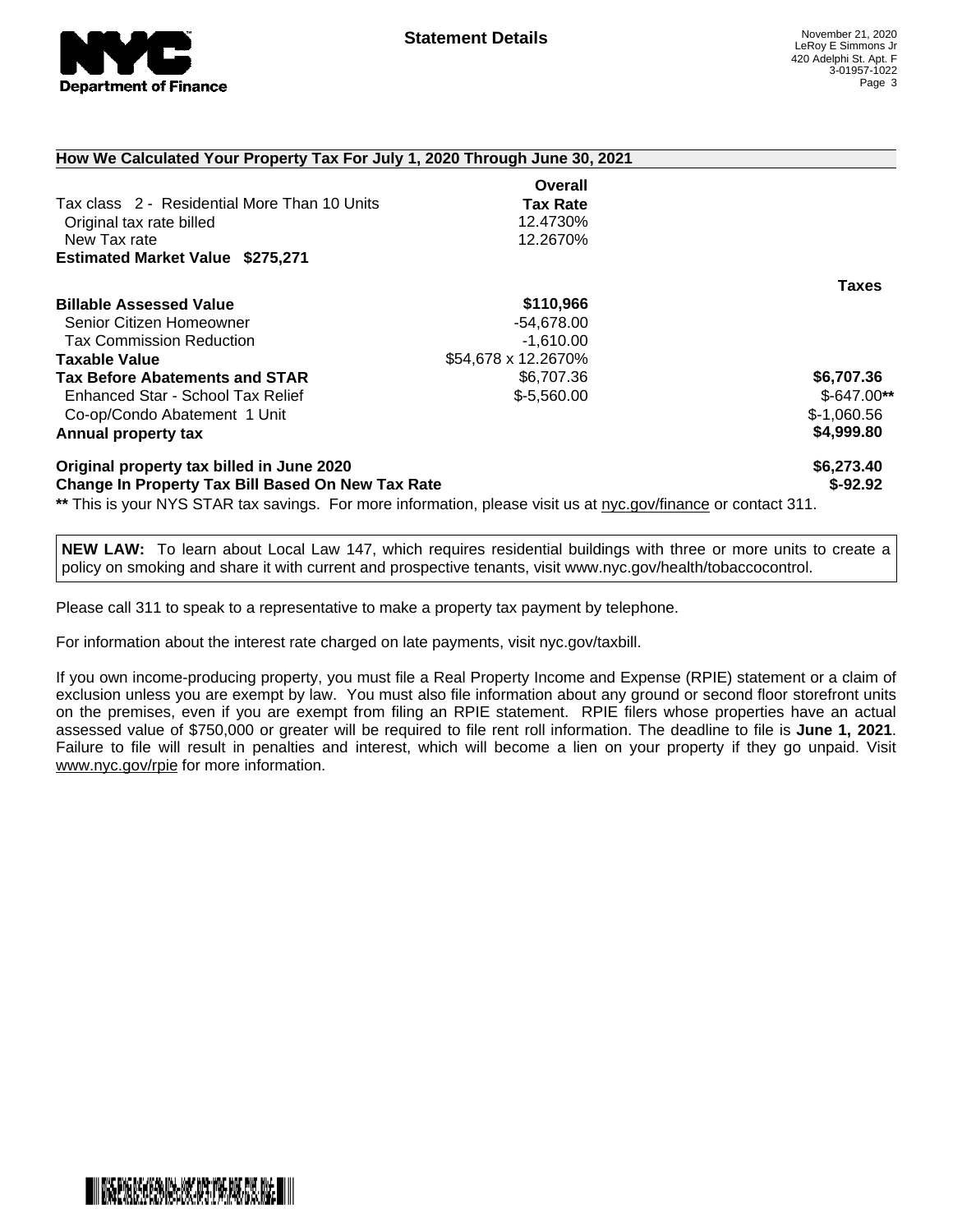# Statement Details

November 21, 2020
LeRoy E Simmons Jr
420 Adelphi St. Apt. F
3-01957-1022

## How We Calculated Your Property Tax For July 1, 2020 Through June 30, 2021

| | Overall Tax Rate | |
|---|---|---|
| Tax class 2 - Residential More Than 10 Units | | |
| Original tax rate billed | 12.4730% | |
| New Tax rate | 12.2670% | |
| **Estimated Market Value $275,271** | | |
| | | **Taxes** |
| **Billable Assessed Value** | **$110,966** | |
| Senior Citizen Homeowner | -54,678.00 | |
| Tax Commission Reduction | -1,610.00 | |
| **Taxable Value** | $54,678 x 12.2670% | |
| **Tax Before Abatements and STAR** | $6,707.36 | **$6,707.36** |
| Enhanced Star - School Tax Relief | $-5,560.00 | $-647.00** |
| Co-op/Condo Abatement 1 Unit | | $-1,060.56 |
| **Annual property tax** | | **$4,999.80** |
| **Original property tax billed in June 2020** | | **$6,273.40** |
| **Change In Property Tax Bill Based On New Tax Rate** | | **$-92.92** |

** This is your NYS STAR tax savings. For more information, please visit us at nyc.gov/finance or contact 311.

**NEW LAW:** To learn about Local Law 147, which requires residential buildings with three or more units to create a policy on smoking and share it with current and prospective tenants, visit www.nyc.gov/health/tobaccocontrol.

Please call 311 to speak to a representative to make a property tax payment by telephone.

For information about the interest rate charged on late payments, visit nyc.gov/taxbill.

If you own income-producing property, you must file a Real Property Income and Expense (RPIE) statement or a claim of exclusion unless you are exempt by law. You must also file information about any ground or second floor storefront units on the premises, even if you are exempt from filing an RPIE statement. RPIE filers whose properties have an actual assessed value of $750,000 or greater will be required to file rent roll information. The deadline to file is **June 1, 2021**. Failure to file will result in penalties and interest, which will become a lien on your property if they go unpaid. Visit www.nyc.gov/rpie for more information.